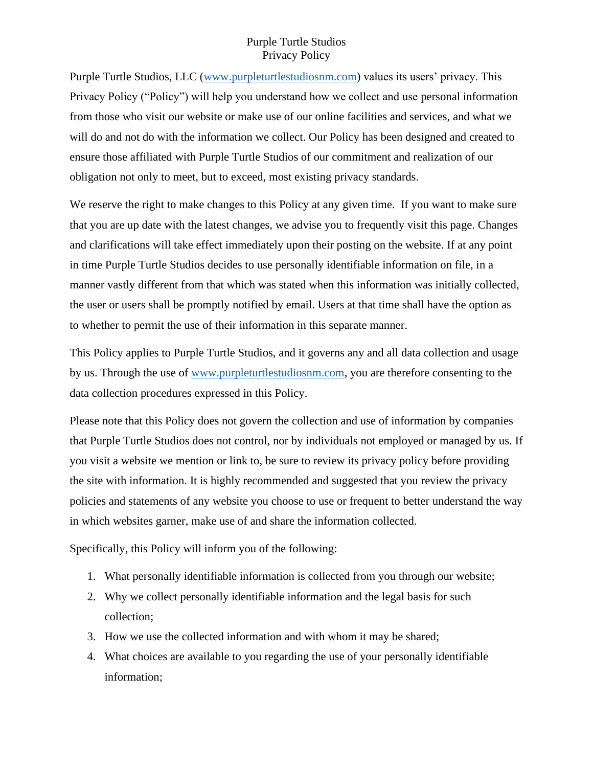# Purple Turtle Studios
## Privacy Policy

Purple Turtle Studios, LLC ([www.purpleturtlestudiosnm.com](http://www.purpleturtlestudiosnm.com)) values its users' privacy. This Privacy Policy ("Policy") will help you understand how we collect and use personal information from those who visit our website or make use of our online facilities and services, and what we will do and not do with the information we collect. Our Policy has been designed and created to ensure those affiliated with Purple Turtle Studios of our commitment and realization of our obligation not only to meet, but to exceed, most existing privacy standards.

We reserve the right to make changes to this Policy at any given time. If you want to make sure that you are up date with the latest changes, we advise you to frequently visit this page. Changes and clarifications will take effect immediately upon their posting on the website. If at any point in time Purple Turtle Studios decides to use personally identifiable information on file, in a manner vastly different from that which was stated when this information was initially collected, the user or users shall be promptly notified by email. Users at that time shall have the option as to whether to permit the use of their information in this separate manner.

This Policy applies to Purple Turtle Studios, and it governs any and all data collection and usage by us. Through the use of [www.purpleturtlestudiosnm.com](http://www.purpleturtlestudiosnm.com), you are therefore consenting to the data collection procedures expressed in this Policy.

Please note that this Policy does not govern the collection and use of information by companies that Purple Turtle Studios does not control, nor by individuals not employed or managed by us. If you visit a website we mention or link to, be sure to review its privacy policy before providing the site with information. It is highly recommended and suggested that you review the privacy policies and statements of any website you choose to use or frequent to better understand the way in which websites garner, make use of and share the information collected.

Specifically, this Policy will inform you of the following:

1. What personally identifiable information is collected from you through our website;
2. Why we collect personally identifiable information and the legal basis for such collection;
3. How we use the collected information and with whom it may be shared;
4. What choices are available to you regarding the use of your personally identifiable information;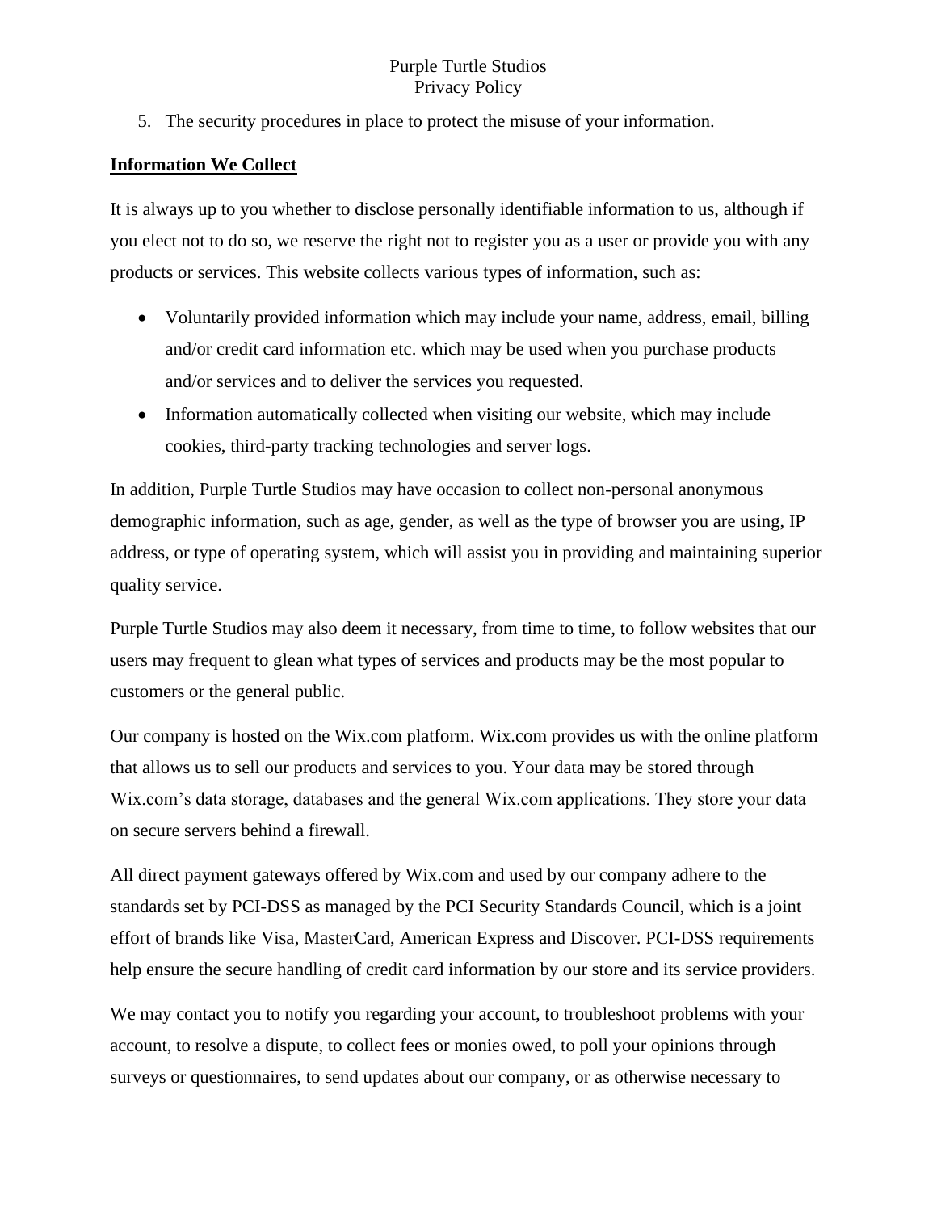5. The security procedures in place to protect the misuse of your information.

## Information We Collect

It is always up to you whether to disclose personally identifiable information to us, although if you elect not to do so, we reserve the right not to register you as a user or provide you with any products or services. This website collects various types of information, such as:

- Voluntarily provided information which may include your name, address, email, billing and/or credit card information etc. which may be used when you purchase products and/or services and to deliver the services you requested.
- Information automatically collected when visiting our website, which may include cookies, third-party tracking technologies and server logs.

In addition, Purple Turtle Studios may have occasion to collect non-personal anonymous demographic information, such as age, gender, as well as the type of browser you are using, IP address, or type of operating system, which will assist you in providing and maintaining superior quality service.

Purple Turtle Studios may also deem it necessary, from time to time, to follow websites that our users may frequent to glean what types of services and products may be the most popular to customers or the general public.

Our company is hosted on the Wix.com platform. Wix.com provides us with the online platform that allows us to sell our products and services to you. Your data may be stored through Wix.com's data storage, databases and the general Wix.com applications. They store your data on secure servers behind a firewall.

All direct payment gateways offered by Wix.com and used by our company adhere to the standards set by PCI-DSS as managed by the PCI Security Standards Council, which is a joint effort of brands like Visa, MasterCard, American Express and Discover. PCI-DSS requirements help ensure the secure handling of credit card information by our store and its service providers.

We may contact you to notify you regarding your account, to troubleshoot problems with your account, to resolve a dispute, to collect fees or monies owed, to poll your opinions through surveys or questionnaires, to send updates about our company, or as otherwise necessary to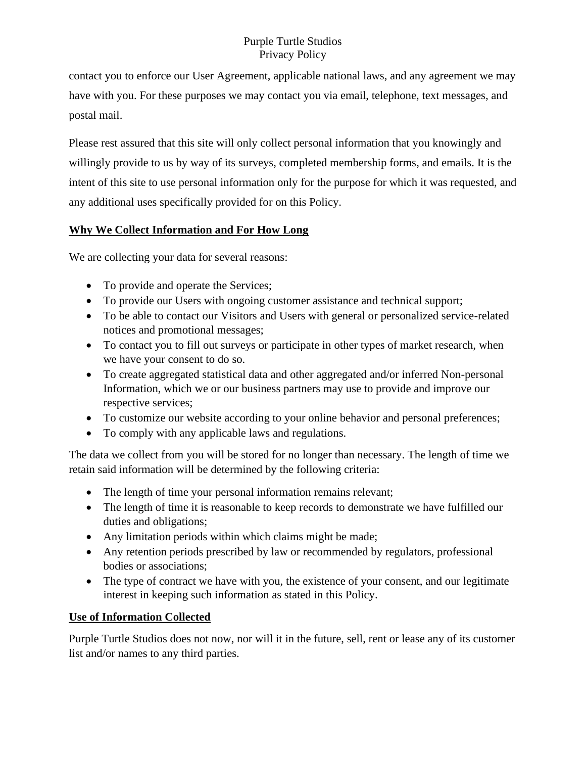contact you to enforce our User Agreement, applicable national laws, and any agreement we may have with you. For these purposes we may contact you via email, telephone, text messages, and postal mail.

Please rest assured that this site will only collect personal information that you knowingly and willingly provide to us by way of its surveys, completed membership forms, and emails. It is the intent of this site to use personal information only for the purpose for which it was requested, and any additional uses specifically provided for on this Policy.

## Why We Collect Information and For How Long

We are collecting your data for several reasons:

- To provide and operate the Services;
- To provide our Users with ongoing customer assistance and technical support;
- To be able to contact our Visitors and Users with general or personalized service-related notices and promotional messages;
- To contact you to fill out surveys or participate in other types of market research, when we have your consent to do so.
- To create aggregated statistical data and other aggregated and/or inferred Non-personal Information, which we or our business partners may use to provide and improve our respective services;
- To customize our website according to your online behavior and personal preferences;
- To comply with any applicable laws and regulations.

The data we collect from you will be stored for no longer than necessary. The length of time we retain said information will be determined by the following criteria:

- The length of time your personal information remains relevant;
- The length of time it is reasonable to keep records to demonstrate we have fulfilled our duties and obligations;
- Any limitation periods within which claims might be made;
- Any retention periods prescribed by law or recommended by regulators, professional bodies or associations;
- The type of contract we have with you, the existence of your consent, and our legitimate interest in keeping such information as stated in this Policy.

## Use of Information Collected

Purple Turtle Studios does not now, nor will it in the future, sell, rent or lease any of its customer list and/or names to any third parties.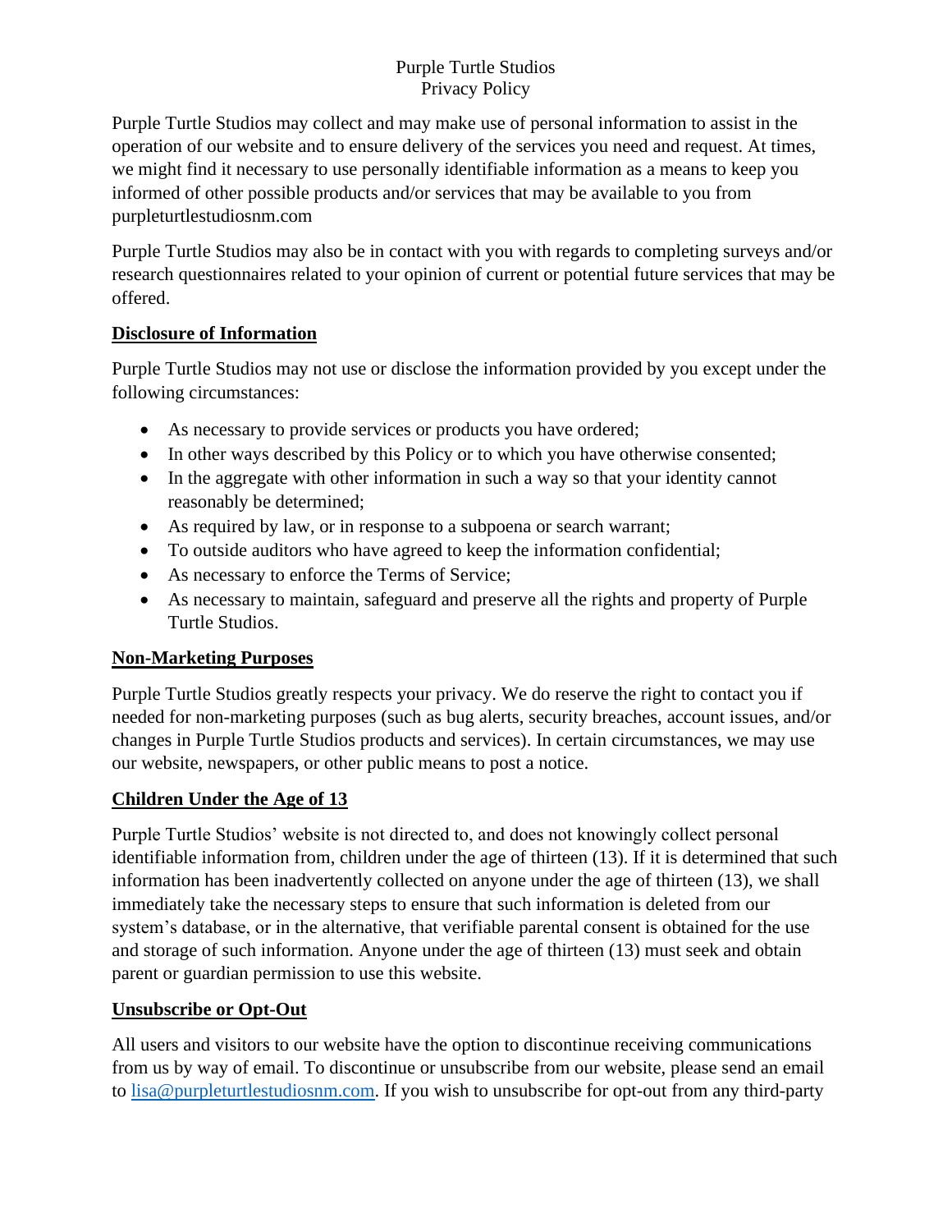Purple Turtle Studios
Privacy Policy

Purple Turtle Studios may collect and may make use of personal information to assist in the operation of our website and to ensure delivery of the services you need and request. At times, we might find it necessary to use personally identifiable information as a means to keep you informed of other possible products and/or services that may be available to you from purpleturtlestudiosnm.com

Purple Turtle Studios may also be in contact with you with regards to completing surveys and/or research questionnaires related to your opinion of current or potential future services that may be offered.

## Disclosure of Information

Purple Turtle Studios may not use or disclose the information provided by you except under the following circumstances:

- As necessary to provide services or products you have ordered;
- In other ways described by this Policy or to which you have otherwise consented;
- In the aggregate with other information in such a way so that your identity cannot reasonably be determined;
- As required by law, or in response to a subpoena or search warrant;
- To outside auditors who have agreed to keep the information confidential;
- As necessary to enforce the Terms of Service;
- As necessary to maintain, safeguard and preserve all the rights and property of Purple Turtle Studios.

## Non-Marketing Purposes

Purple Turtle Studios greatly respects your privacy. We do reserve the right to contact you if needed for non-marketing purposes (such as bug alerts, security breaches, account issues, and/or changes in Purple Turtle Studios products and services). In certain circumstances, we may use our website, newspapers, or other public means to post a notice.

## Children Under the Age of 13

Purple Turtle Studios' website is not directed to, and does not knowingly collect personal identifiable information from, children under the age of thirteen (13). If it is determined that such information has been inadvertently collected on anyone under the age of thirteen (13), we shall immediately take the necessary steps to ensure that such information is deleted from our system's database, or in the alternative, that verifiable parental consent is obtained for the use and storage of such information. Anyone under the age of thirteen (13) must seek and obtain parent or guardian permission to use this website.

## Unsubscribe or Opt-Out

All users and visitors to our website have the option to discontinue receiving communications from us by way of email. To discontinue or unsubscribe from our website, please send an email to lisa@purpleturtlestudiosnm.com. If you wish to unsubscribe for opt-out from any third-party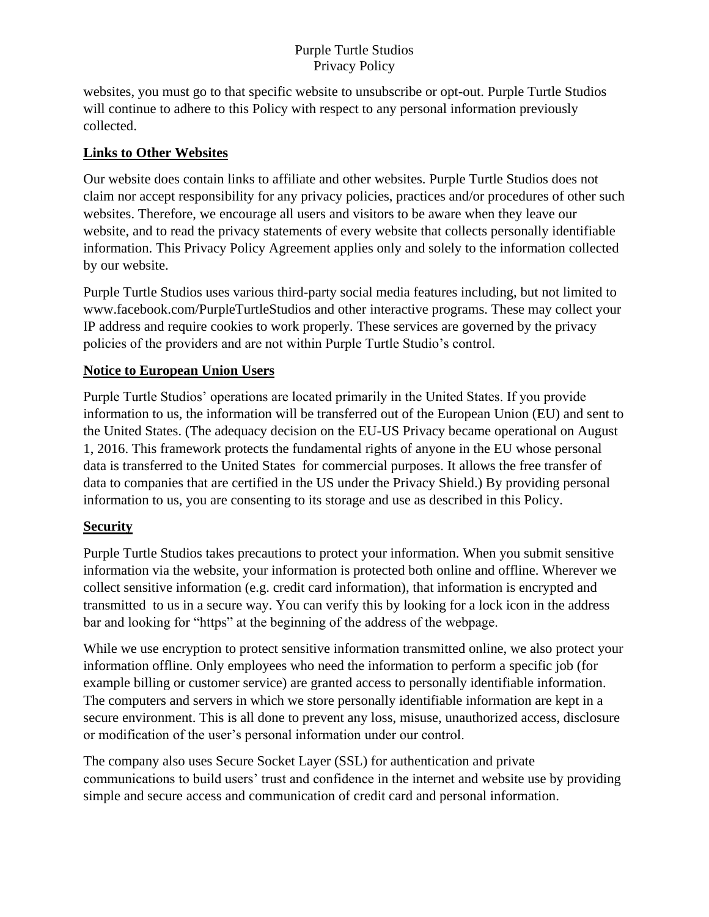websites, you must go to that specific website to unsubscribe or opt-out. Purple Turtle Studios will continue to adhere to this Policy with respect to any personal information previously collected.

## **Links to Other Websites**

Our website does contain links to affiliate and other websites. Purple Turtle Studios does not claim nor accept responsibility for any privacy policies, practices and/or procedures of other such websites. Therefore, we encourage all users and visitors to be aware when they leave our website, and to read the privacy statements of every website that collects personally identifiable information. This Privacy Policy Agreement applies only and solely to the information collected by our website.

Purple Turtle Studios uses various third-party social media features including, but not limited to www.facebook.com/PurpleTurtleStudios and other interactive programs. These may collect your IP address and require cookies to work properly. These services are governed by the privacy policies of the providers and are not within Purple Turtle Studio's control.

## **Notice to European Union Users**

Purple Turtle Studios' operations are located primarily in the United States. If you provide information to us, the information will be transferred out of the European Union (EU) and sent to the United States. (The adequacy decision on the EU-US Privacy became operational on August 1, 2016. This framework protects the fundamental rights of anyone in the EU whose personal data is transferred to the United States for commercial purposes. It allows the free transfer of data to companies that are certified in the US under the Privacy Shield.) By providing personal information to us, you are consenting to its storage and use as described in this Policy.

## **Security**

Purple Turtle Studios takes precautions to protect your information. When you submit sensitive information via the website, your information is protected both online and offline. Wherever we collect sensitive information (e.g. credit card information), that information is encrypted and transmitted to us in a secure way. You can verify this by looking for a lock icon in the address bar and looking for "https" at the beginning of the address of the webpage.

While we use encryption to protect sensitive information transmitted online, we also protect your information offline. Only employees who need the information to perform a specific job (for example billing or customer service) are granted access to personally identifiable information. The computers and servers in which we store personally identifiable information are kept in a secure environment. This is all done to prevent any loss, misuse, unauthorized access, disclosure or modification of the user's personal information under our control.

The company also uses Secure Socket Layer (SSL) for authentication and private communications to build users' trust and confidence in the internet and website use by providing simple and secure access and communication of credit card and personal information.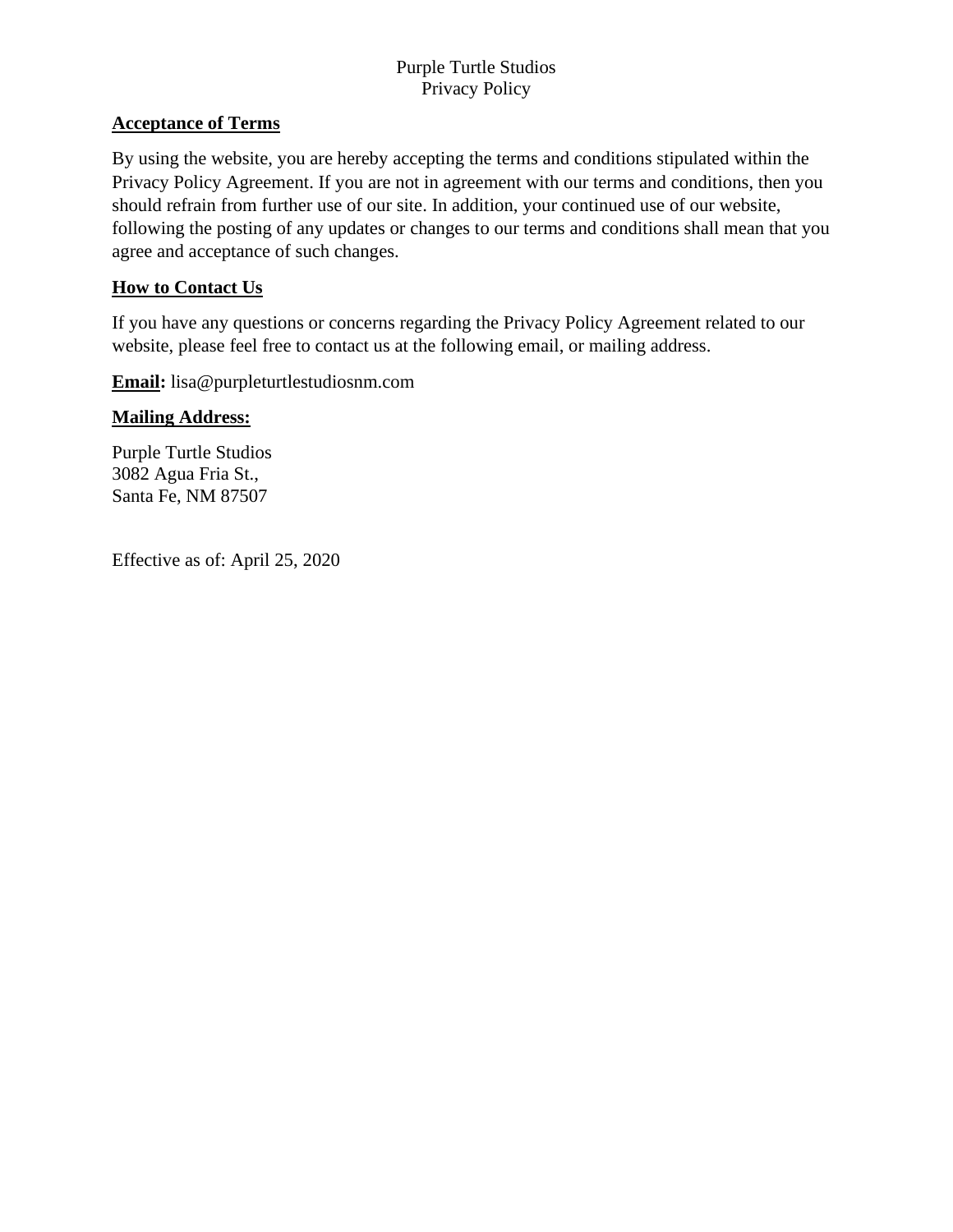Purple Turtle Studios
Privacy Policy

**Acceptance of Terms**

By using the website, you are hereby accepting the terms and conditions stipulated within the Privacy Policy Agreement. If you are not in agreement with our terms and conditions, then you should refrain from further use of our site. In addition, your continued use of our website, following the posting of any updates or changes to our terms and conditions shall mean that you agree and acceptance of such changes.

**How to Contact Us**

If you have any questions or concerns regarding the Privacy Policy Agreement related to our website, please feel free to contact us at the following email, or mailing address.

**Email:** lisa@purpleturtlestudiosnm.com

**Mailing Address:**

Purple Turtle Studios
3082 Agua Fria St.,
Santa Fe, NM 87507

Effective as of: April 25, 2020